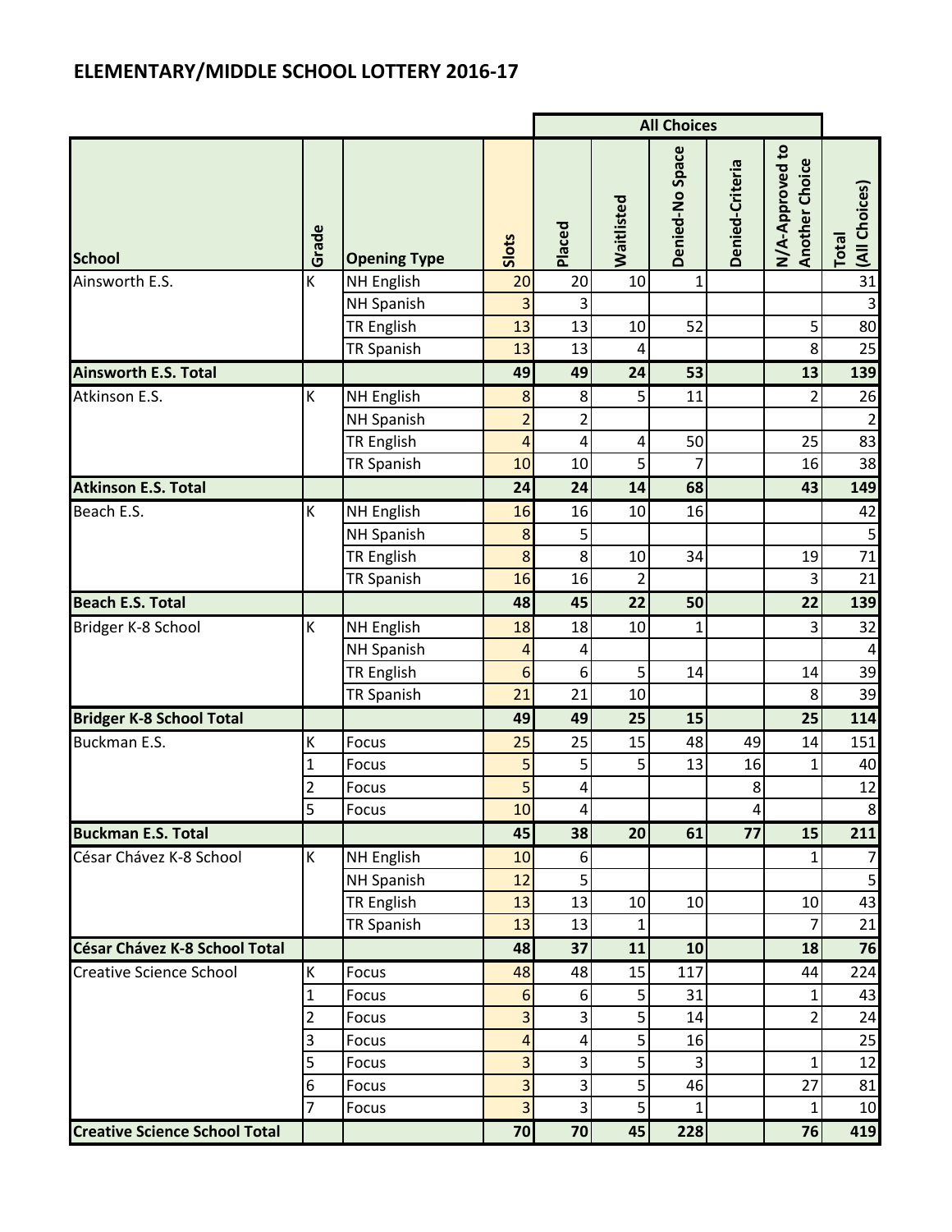# ELEMENTARY/MIDDLE SCHOOL LOTTERY 2016-17

| School | Grade | Opening Type | Slots | All Choices | | | | | Total (All Choices) |
|---|---|---|---|---|---|---|---|---|---|
| | | | | Placed | Waitlisted | Denied-No Space | Denied-Criteria | N/A-Approved to Another Choice | |
| Ainsworth E.S. | K | NH English | 20 | 20 | 10 | 1 | | | 31 |
| | | NH Spanish | 3 | 3 | | | | | 3 |
| | | TR English | 13 | 13 | 10 | 52 | | 5 | 80 |
| | | TR Spanish | 13 | 13 | 4 | | | 8 | 25 |
| **Ainsworth E.S. Total** | | | **49** | **49** | **24** | **53** | | **13** | **139** |
| Atkinson E.S. | K | NH English | 8 | 8 | 5 | 11 | | 2 | 26 |
| | | NH Spanish | 2 | 2 | | | | | 2 |
| | | TR English | 4 | 4 | 4 | 50 | | 25 | 83 |
| | | TR Spanish | 10 | 10 | 5 | 7 | | 16 | 38 |
| **Atkinson E.S. Total** | | | **24** | **24** | **14** | **68** | | **43** | **149** |
| Beach E.S. | K | NH English | 16 | 16 | 10 | 16 | | | 42 |
| | | NH Spanish | 8 | 5 | | | | | 5 |
| | | TR English | 8 | 8 | 10 | 34 | | 19 | 71 |
| | | TR Spanish | 16 | 16 | 2 | | | 3 | 21 |
| **Beach E.S. Total** | | | **48** | **45** | **22** | **50** | | **22** | **139** |
| Bridger K-8 School | K | NH English | 18 | 18 | 10 | 1 | | 3 | 32 |
| | | NH Spanish | 4 | 4 | | | | | 4 |
| | | TR English | 6 | 6 | 5 | 14 | | 14 | 39 |
| | | TR Spanish | 21 | 21 | 10 | | | 8 | 39 |
| **Bridger K-8 School Total** | | | **49** | **49** | **25** | **15** | | **25** | **114** |
| Buckman E.S. | K | Focus | 25 | 25 | 15 | 48 | 49 | 14 | 151 |
| | 1 | Focus | 5 | 5 | 5 | 13 | 16 | 1 | 40 |
| | 2 | Focus | 5 | 4 | | | 8 | | 12 |
| | 5 | Focus | 10 | 4 | | | 4 | | 8 |
| **Buckman E.S. Total** | | | **45** | **38** | **20** | **61** | **77** | **15** | **211** |
| César Chávez K-8 School | K | NH English | 10 | 6 | | | | 1 | 7 |
| | | NH Spanish | 12 | 5 | | | | | 5 |
| | | TR English | 13 | 13 | 10 | 10 | | 10 | 43 |
| | | TR Spanish | 13 | 13 | 1 | | | 7 | 21 |
| **César Chávez K-8 School Total** | | | **48** | **37** | **11** | **10** | | **18** | **76** |
| Creative Science School | K | Focus | 48 | 48 | 15 | 117 | | 44 | 224 |
| | 1 | Focus | 6 | 6 | 5 | 31 | | 1 | 43 |
| | 2 | Focus | 3 | 3 | 5 | 14 | | 2 | 24 |
| | 3 | Focus | 4 | 4 | 5 | 16 | | | 25 |
| | 5 | Focus | 3 | 3 | 5 | 3 | | 1 | 12 |
| | 6 | Focus | 3 | 3 | 5 | 46 | | 27 | 81 |
| | 7 | Focus | 3 | 3 | 5 | 1 | | 1 | 10 |
| **Creative Science School Total** | | | **70** | **70** | **45** | **228** | | **76** | **419** |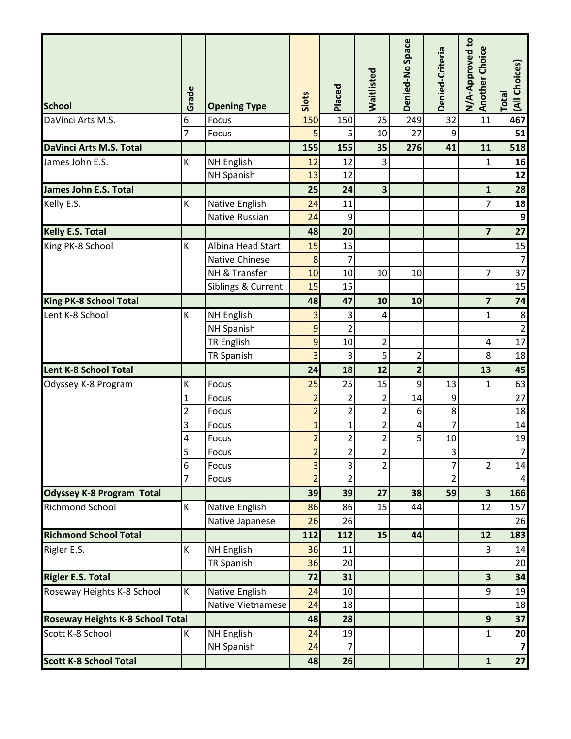| School | Grade | Opening Type | Slots | Placed | Waitlisted | Denied-No Space | Denied-Criteria | N/A-Approved to Another Choice | Total (All Choices) |
|---|---|---|---|---|---|---|---|---|---|
| DaVinci Arts M.S. | 6 | Focus | 150 | 150 | 25 | 249 | 32 | 11 | **467** |
| | 7 | Focus | 5 | 5 | 10 | 27 | 9 | | **51** |
| **DaVinci Arts M.S. Total** | | | **155** | **155** | **35** | **276** | **41** | **11** | **518** |
| James John E.S. | K | NH English | 12 | 12 | 3 | | | 1 | **16** |
| | | NH Spanish | 13 | 12 | | | | | **12** |
| **James John E.S. Total** | | | **25** | **24** | **3** | | | **1** | **28** |
| Kelly E.S. | K | Native English | 24 | 11 | | | | 7 | **18** |
| | | Native Russian | 24 | 9 | | | | | **9** |
| **Kelly E.S. Total** | | | **48** | **20** | | | | **7** | **27** |
| King PK-8 School | K | Albina Head Start | 15 | 15 | | | | | 15 |
| | | Native Chinese | 8 | 7 | | | | | 7 |
| | | NH & Transfer | 10 | 10 | 10 | 10 | | 7 | 37 |
| | | Siblings & Current | 15 | 15 | | | | | 15 |
| **King PK-8 School Total** | | | **48** | **47** | **10** | **10** | | **7** | **74** |
| Lent K-8 School | K | NH English | 3 | 3 | 4 | | | 1 | 8 |
| | | NH Spanish | 9 | 2 | | | | | 2 |
| | | TR English | 9 | 10 | 2 | | | 4 | 17 |
| | | TR Spanish | 3 | 3 | 5 | 2 | | 8 | 18 |
| **Lent K-8 School Total** | | | **24** | **18** | **12** | **2** | | **13** | **45** |
| Odyssey K-8 Program | K | Focus | 25 | 25 | 15 | 9 | 13 | 1 | 63 |
| | 1 | Focus | 2 | 2 | 2 | 14 | 9 | | 27 |
| | 2 | Focus | 2 | 2 | 2 | 6 | 8 | | 18 |
| | 3 | Focus | 1 | 1 | 2 | 4 | 7 | | 14 |
| | 4 | Focus | 2 | 2 | 2 | 5 | 10 | | 19 |
| | 5 | Focus | 2 | 2 | 2 | | 3 | | 7 |
| | 6 | Focus | 3 | 3 | 2 | | 7 | 2 | 14 |
| | 7 | Focus | 2 | 2 | | | 2 | | 4 |
| **Odyssey K-8 Program Total** | | | **39** | **39** | **27** | **38** | **59** | **3** | **166** |
| Richmond School | K | Native English | 86 | 86 | 15 | 44 | | 12 | 157 |
| | | Native Japanese | 26 | 26 | | | | | 26 |
| **Richmond School Total** | | | **112** | **112** | **15** | **44** | | **12** | **183** |
| Rigler E.S. | K | NH English | 36 | 11 | | | | 3 | 14 |
| | | TR Spanish | 36 | 20 | | | | | 20 |
| **Rigler E.S. Total** | | | **72** | **31** | | | | **3** | **34** |
| Roseway Heights K-8 School | K | Native English | 24 | 10 | | | | 9 | 19 |
| | | Native Vietnamese | 24 | 18 | | | | | 18 |
| **Roseway Heights K-8 School Total** | | | **48** | **28** | | | | **9** | **37** |
| Scott K-8 School | K | NH English | 24 | 19 | | | | 1 | **20** |
| | | NH Spanish | 24 | 7 | | | | | **7** |
| **Scott K-8 School Total** | | | **48** | **26** | | | | **1** | **27** |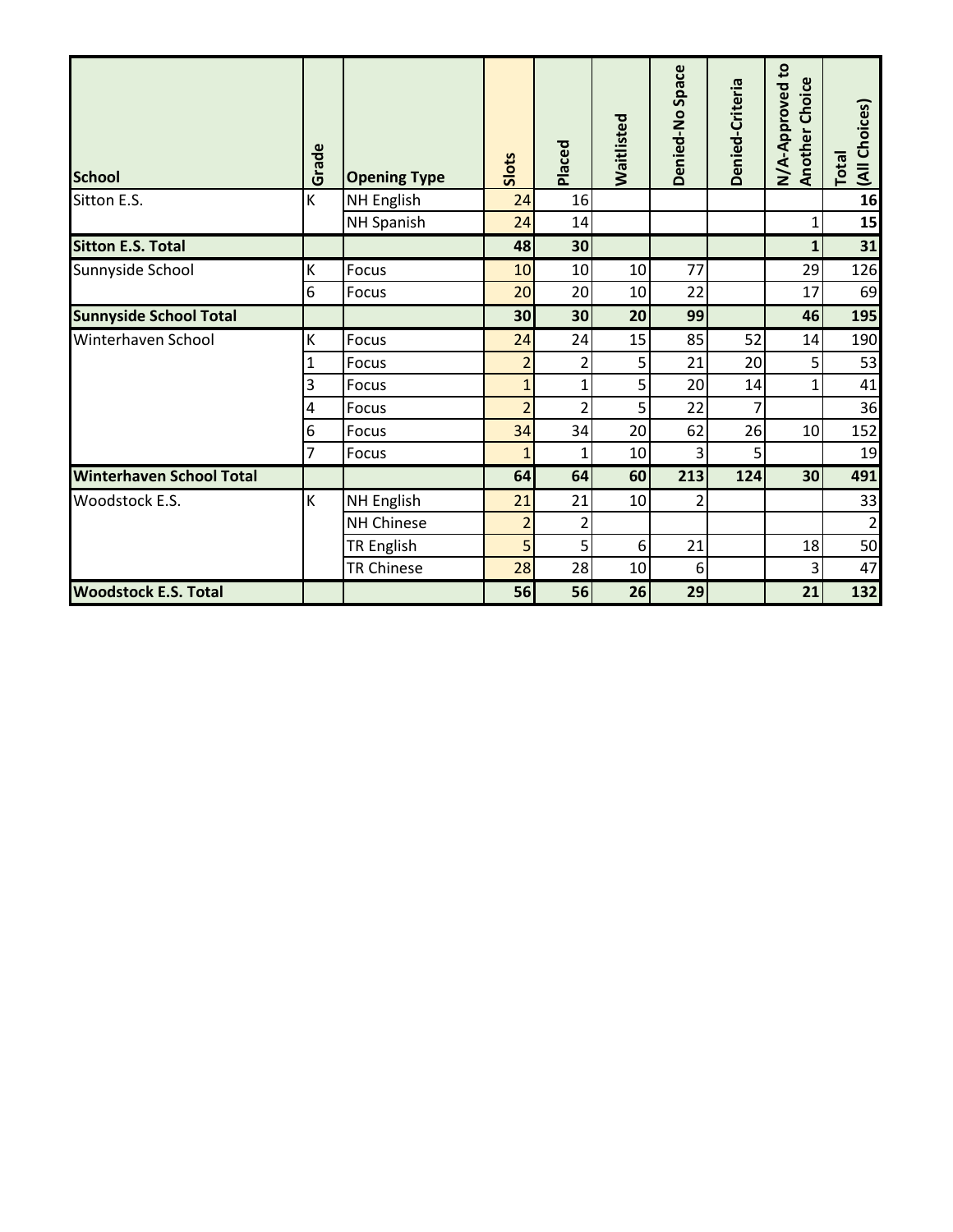| School | Grade | Opening Type | Slots | Placed | Waitlisted | Denied-No Space | Denied-Criteria | N/A-Approved to Another Choice | Total (All Choices) |
|---|---|---|---|---|---|---|---|---|---|
| Sitton E.S. | K | NH English | 24 | 16 | | | | | **16** |
| | | NH Spanish | 24 | 14 | | | | 1 | **15** |
| **Sitton E.S. Total** | | | **48** | **30** | | | | **1** | **31** |
| Sunnyside School | K | Focus | 10 | 10 | 10 | 77 | | 29 | 126 |
| | 6 | Focus | 20 | 20 | 10 | 22 | | 17 | 69 |
| **Sunnyside School Total** | | | **30** | **30** | **20** | **99** | | **46** | **195** |
| Winterhaven School | K | Focus | 24 | 24 | 15 | 85 | 52 | 14 | 190 |
| | 1 | Focus | 2 | 2 | 5 | 21 | 20 | 5 | 53 |
| | 3 | Focus | 1 | 1 | 5 | 20 | 14 | 1 | 41 |
| | 4 | Focus | 2 | 2 | 5 | 22 | 7 | | 36 |
| | 6 | Focus | 34 | 34 | 20 | 62 | 26 | 10 | 152 |
| | 7 | Focus | 1 | 1 | 10 | 3 | 5 | | 19 |
| **Winterhaven School Total** | | | **64** | **64** | **60** | **213** | **124** | **30** | **491** |
| Woodstock E.S. | K | NH English | 21 | 21 | 10 | 2 | | | 33 |
| | | NH Chinese | 2 | 2 | | | | | 2 |
| | | TR English | 5 | 5 | 6 | 21 | | 18 | 50 |
| | | TR Chinese | 28 | 28 | 10 | 6 | | 3 | 47 |
| **Woodstock E.S. Total** | | | **56** | **56** | **26** | **29** | | **21** | **132** |